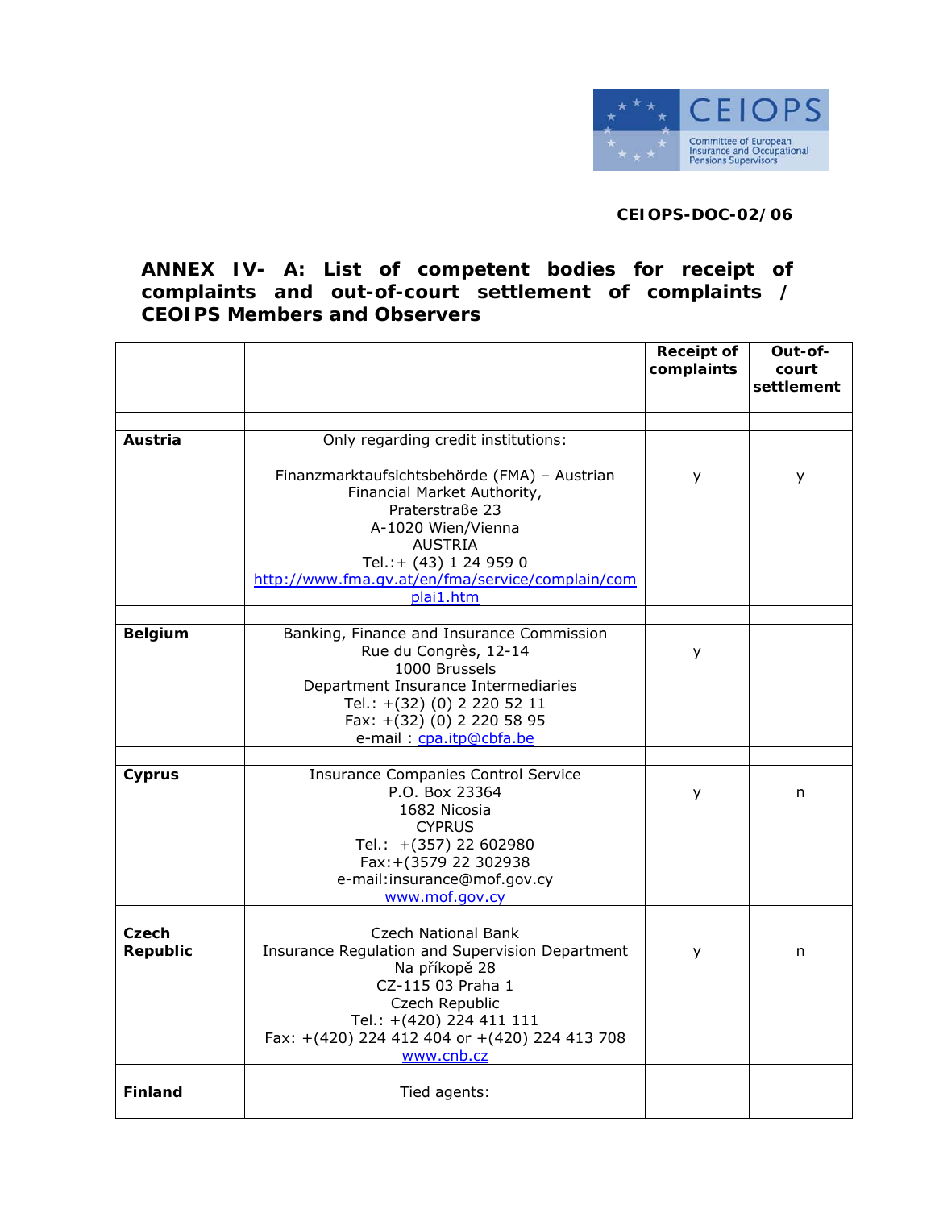CEIOPS-DOC-02/06

## ANNEX IV- A: List of competent bodies for receipt of complaints and out-of-court settlement of complaints / CEOIPS Members and Observers

| | | Receipt of complaints | Out-of-court settlement |
|---|---|---|---|
| **Austria** | Only regarding credit institutions:<br><br>Finanzmarktaufsichtsbehörde (FMA) – Austrian Financial Market Authority,<br>Praterstraße 23<br>A-1020 Wien/Vienna<br>AUSTRIA<br>Tel.:+ (43) 1 24 959 0<br>http://www.fma.gv.at/en/fma/service/complain/complai1.htm | y | y |
| **Belgium** | Banking, Finance and Insurance Commission<br>Rue du Congrès, 12-14<br>1000 Brussels<br>Department Insurance Intermediaries<br>Tel.: +(32) (0) 2 220 52 11<br>Fax: +(32) (0) 2 220 58 95<br>e-mail : cpa.itp@cbfa.be | y | |
| **Cyprus** | Insurance Companies Control Service<br>P.O. Box 23364<br>1682 Nicosia<br>CYPRUS<br>Tel.: +(357) 22 602980<br>Fax:+(3579 22 302938<br>e-mail:insurance@mof.gov.cy<br>www.mof.gov.cy | y | n |
| **Czech Republic** | Czech National Bank<br>Insurance Regulation and Supervision Department<br>Na příkopě 28<br>CZ-115 03 Praha 1<br>Czech Republic<br>Tel.: +(420) 224 411 111<br>Fax: +(420) 224 412 404 or +(420) 224 413 708<br>www.cnb.cz | y | n |
| **Finland** | Tied agents: | | |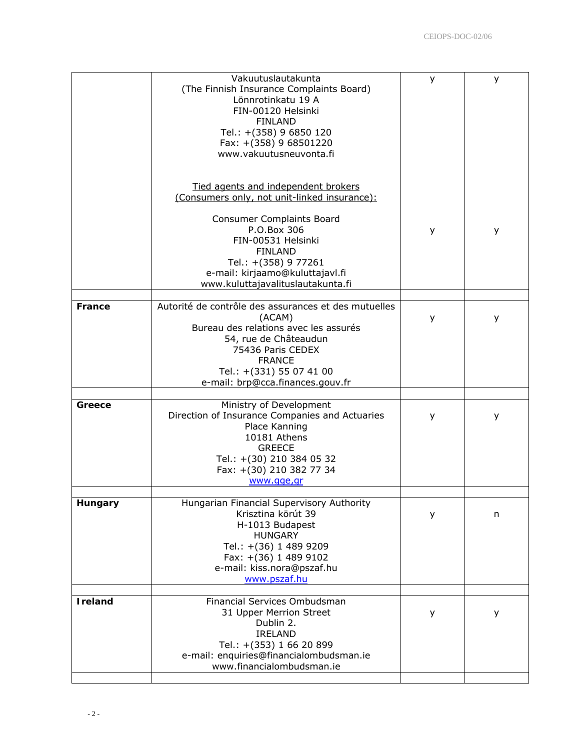| | | | |
|---|---|---|---|
| | Vakuutuslautakunta<br>(The Finnish Insurance Complaints Board)<br>Lönnrotinkatu 19 A<br>FIN-00120 Helsinki<br>FINLAND<br>Tel.: +(358) 9 6850 120<br>Fax: +(358) 9 68501220<br>www.vakuutusneuvonta.fi<br><br><u>Tied agents and independent brokers</u><br><u>(Consumers only, not unit-linked insurance):</u><br><br>Consumer Complaints Board<br>P.O.Box 306<br>FIN-00531 Helsinki<br>FINLAND<br>Tel.: +(358) 9 77261<br>e-mail: kirjaamo@kuluttajavl.fi<br>www.kuluttajavalituslautakunta.fi | y<br><br><br><br><br><br><br><br><br><br><br><br><br>y | y<br><br><br><br><br><br><br><br><br><br><br><br><br>y |
| | | | |
| **France** | Autorité de contrôle des assurances et des mutuelles (ACAM)<br>Bureau des relations avec les assurés<br>54, rue de Châteaudun<br>75436 Paris CEDEX<br>FRANCE<br>Tel.: +(331) 55 07 41 00<br>e-mail: brp@cca.finances.gouv.fr | y | y |
| | | | |
| **Greece** | Ministry of Development<br>Direction of Insurance Companies and Actuaries<br>Place Kanning<br>10181 Athens<br>GREECE<br>Tel.: +(30) 210 384 05 32<br>Fax: +(30) 210 382 77 34<br>www.gge,gr | y | y |
| | | | |
| **Hungary** | Hungarian Financial Supervisory Authority<br>Krisztina körút 39<br>H-1013 Budapest<br>HUNGARY<br>Tel.: +(36) 1 489 9209<br>Fax: +(36) 1 489 9102<br>e-mail: kiss.nora@pszaf.hu<br>www.pszaf.hu | y | n |
| | | | |
| **Ireland** | Financial Services Ombudsman<br>31 Upper Merrion Street<br>Dublin 2.<br>IRELAND<br>Tel.: +(353) 1 66 20 899<br>e-mail: enquiries@financialombudsman.ie<br>www.financialombudsman.ie | y | y |
| | | | |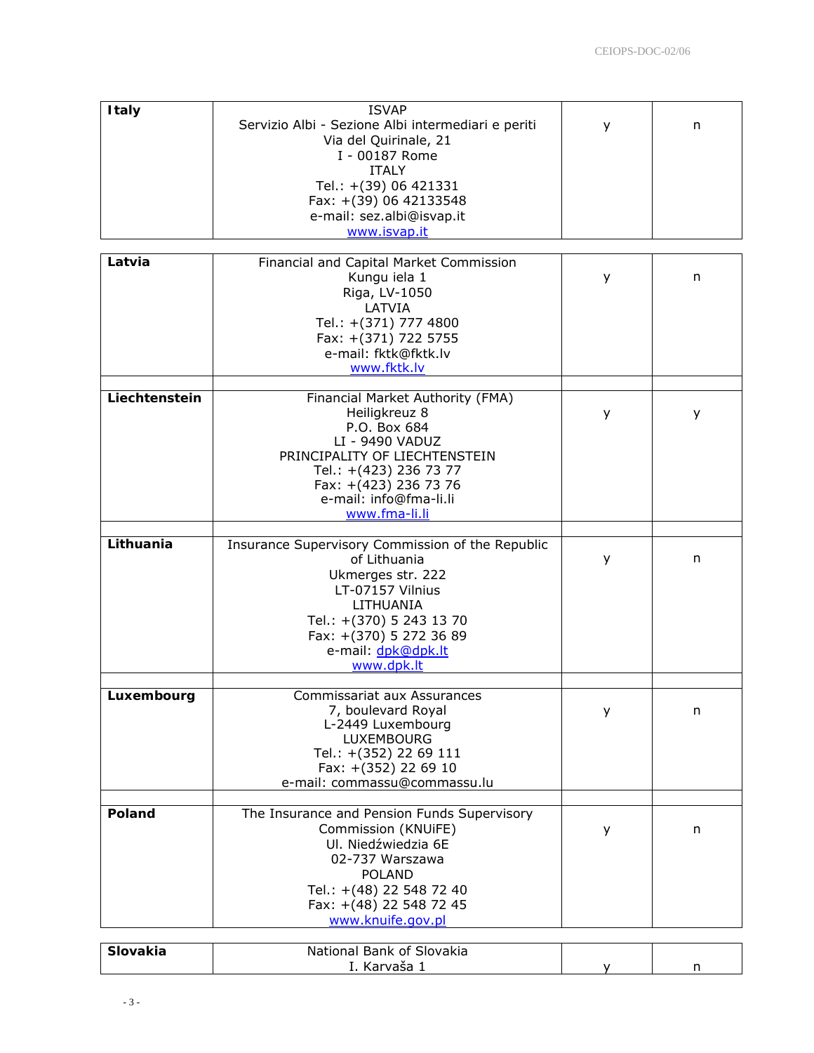| | | | |
|---|---|---|---|
| **Italy** | ISVAP<br>Servizio Albi - Sezione Albi intermediari e periti<br>Via del Quirinale, 21<br>I - 00187 Rome<br>ITALY<br>Tel.: +(39) 06 421331<br>Fax: +(39) 06 42133548<br>e-mail: sez.albi@isvap.it<br>www.isvap.it | y | n |
| **Latvia** | Financial and Capital Market Commission<br>Kungu iela 1<br>Riga, LV-1050<br>LATVIA<br>Tel.: +(371) 777 4800<br>Fax: +(371) 722 5755<br>e-mail: fktk@fktk.lv<br>www.fktk.lv | y | n |
| **Liechtenstein** | Financial Market Authority (FMA)<br>Heiligkreuz 8<br>P.O. Box 684<br>LI - 9490 VADUZ<br>PRINCIPALITY OF LIECHTENSTEIN<br>Tel.: +(423) 236 73 77<br>Fax: +(423) 236 73 76<br>e-mail: info@fma-li.li<br>www.fma-li.li | y | y |
| **Lithuania** | Insurance Supervisory Commission of the Republic of Lithuania<br>Ukmerges str. 222<br>LT-07157 Vilnius<br>LITHUANIA<br>Tel.: +(370) 5 243 13 70<br>Fax: +(370) 5 272 36 89<br>e-mail: dpk@dpk.lt<br>www.dpk.lt | y | n |
| **Luxembourg** | Commissariat aux Assurances<br>7, boulevard Royal<br>L-2449 Luxembourg<br>LUXEMBOURG<br>Tel.: +(352) 22 69 111<br>Fax: +(352) 22 69 10<br>e-mail: commassu@commassu.lu | y | n |
| **Poland** | The Insurance and Pension Funds Supervisory Commission (KNUiFE)<br>Ul. Niedźwiedzia 6E<br>02-737 Warszawa<br>POLAND<br>Tel.: +(48) 22 548 72 40<br>Fax: +(48) 22 548 72 45<br>www.knuife.gov.pl | y | n |
| **Slovakia** | National Bank of Slovakia<br>I. Karvaša 1 | y | n |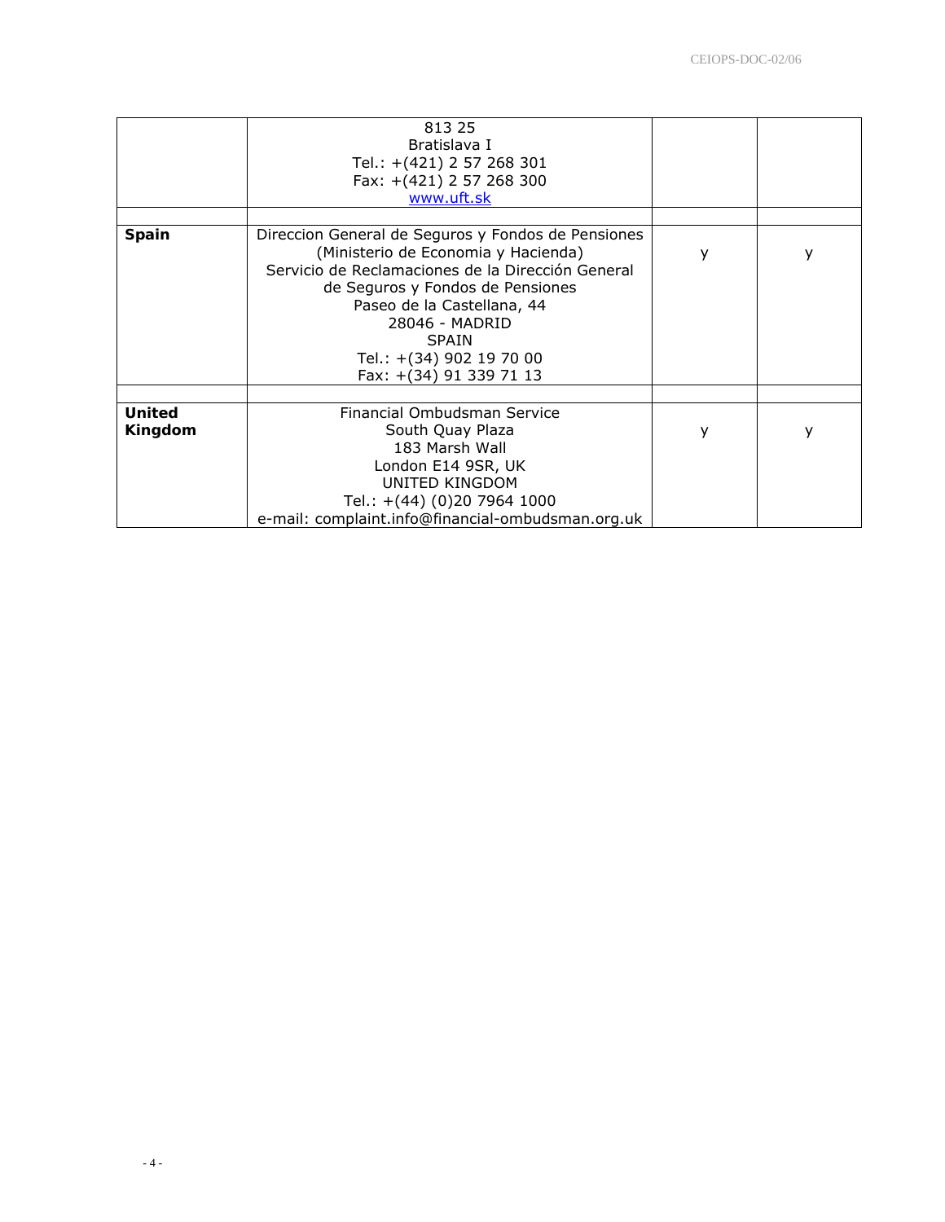| | | | |
|---|---|---|---|
| | 813 25<br>Bratislava I<br>Tel.: +(421) 2 57 268 301<br>Fax: +(421) 2 57 268 300<br>www.uft.sk | | |
| | | | |
| **Spain** | Direccion General de Seguros y Fondos de Pensiones<br>(Ministerio de Economia y Hacienda)<br>Servicio de Reclamaciones de la Dirección General de Seguros y Fondos de Pensiones<br>Paseo de la Castellana, 44<br>28046 - MADRID<br>SPAIN<br>Tel.: +(34) 902 19 70 00<br>Fax: +(34) 91 339 71 13 | y | y |
| | | | |
| **United Kingdom** | Financial Ombudsman Service<br>South Quay Plaza<br>183 Marsh Wall<br>London E14 9SR, UK<br>UNITED KINGDOM<br>Tel.: +(44) (0)20 7964 1000<br>e-mail: complaint.info@financial-ombudsman.org.uk | y | y |